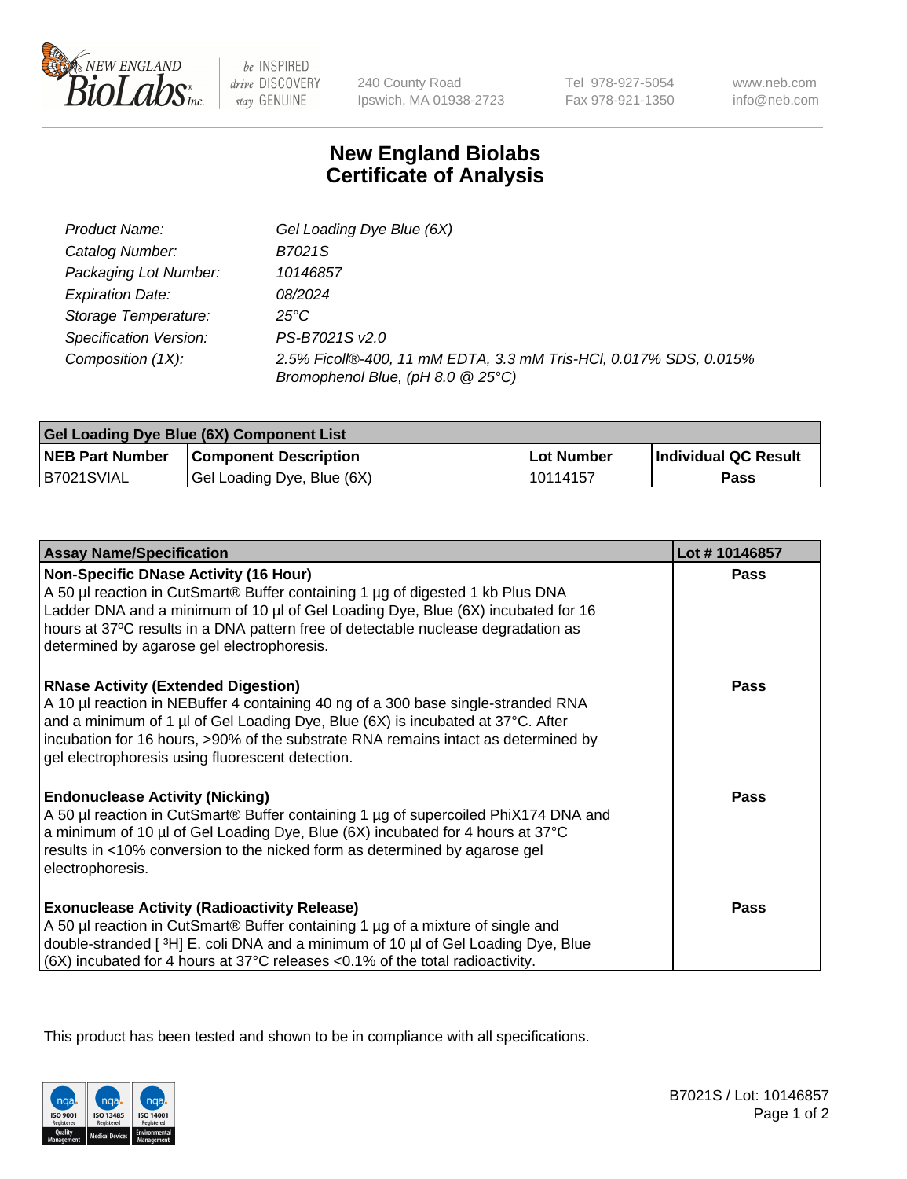# New England Biolabs Certificate of Analysis

| | |
|---|---|
| *Product Name:* | *Gel Loading Dye Blue (6X)* |
| *Catalog Number:* | *B7021S* |
| *Packaging Lot Number:* | *10146857* |
| *Expiration Date:* | *08/2024* |
| *Storage Temperature:* | *25°C* |
| *Specification Version:* | *PS-B7021S v2.0* |
| *Composition (1X):* | *2.5% Ficoll®-400, 11 mM EDTA, 3.3 mM Tris-HCl, 0.017% SDS, 0.015% Bromophenol Blue, (pH 8.0 @ 25°C)* |

| **Gel Loading Dye Blue (6X) Component List** | | | |
|---|---|---|---|
| **NEB Part Number** | **Component Description** | **Lot Number** | **Individual QC Result** |
| B7021SVIAL | Gel Loading Dye, Blue (6X) | 10114157 | **Pass** |

| **Assay Name/Specification** | **Lot # 10146857** |
|---|---|
| **Non-Specific DNase Activity (16 Hour)**<br>A 50 µl reaction in CutSmart® Buffer containing 1 µg of digested 1 kb Plus DNA Ladder DNA and a minimum of 10 µl of Gel Loading Dye, Blue (6X) incubated for 16 hours at 37ºC results in a DNA pattern free of detectable nuclease degradation as determined by agarose gel electrophoresis. | **Pass** |
| **RNase Activity (Extended Digestion)**<br>A 10 µl reaction in NEBuffer 4 containing 40 ng of a 300 base single-stranded RNA and a minimum of 1 µl of Gel Loading Dye, Blue (6X) is incubated at 37°C. After incubation for 16 hours, >90% of the substrate RNA remains intact as determined by gel electrophoresis using fluorescent detection. | **Pass** |
| **Endonuclease Activity (Nicking)**<br>A 50 µl reaction in CutSmart® Buffer containing 1 µg of supercoiled PhiX174 DNA and a minimum of 10 µl of Gel Loading Dye, Blue (6X) incubated for 4 hours at 37°C results in <10% conversion to the nicked form as determined by agarose gel electrophoresis. | **Pass** |
| **Exonuclease Activity (Radioactivity Release)**<br>A 50 µl reaction in CutSmart® Buffer containing 1 µg of a mixture of single and double-stranded [ $^3$H] E. coli DNA and a minimum of 10 µl of Gel Loading Dye, Blue (6X) incubated for 4 hours at 37°C releases <0.1% of the total radioactivity. | **Pass** |

This product has been tested and shown to be in compliance with all specifications.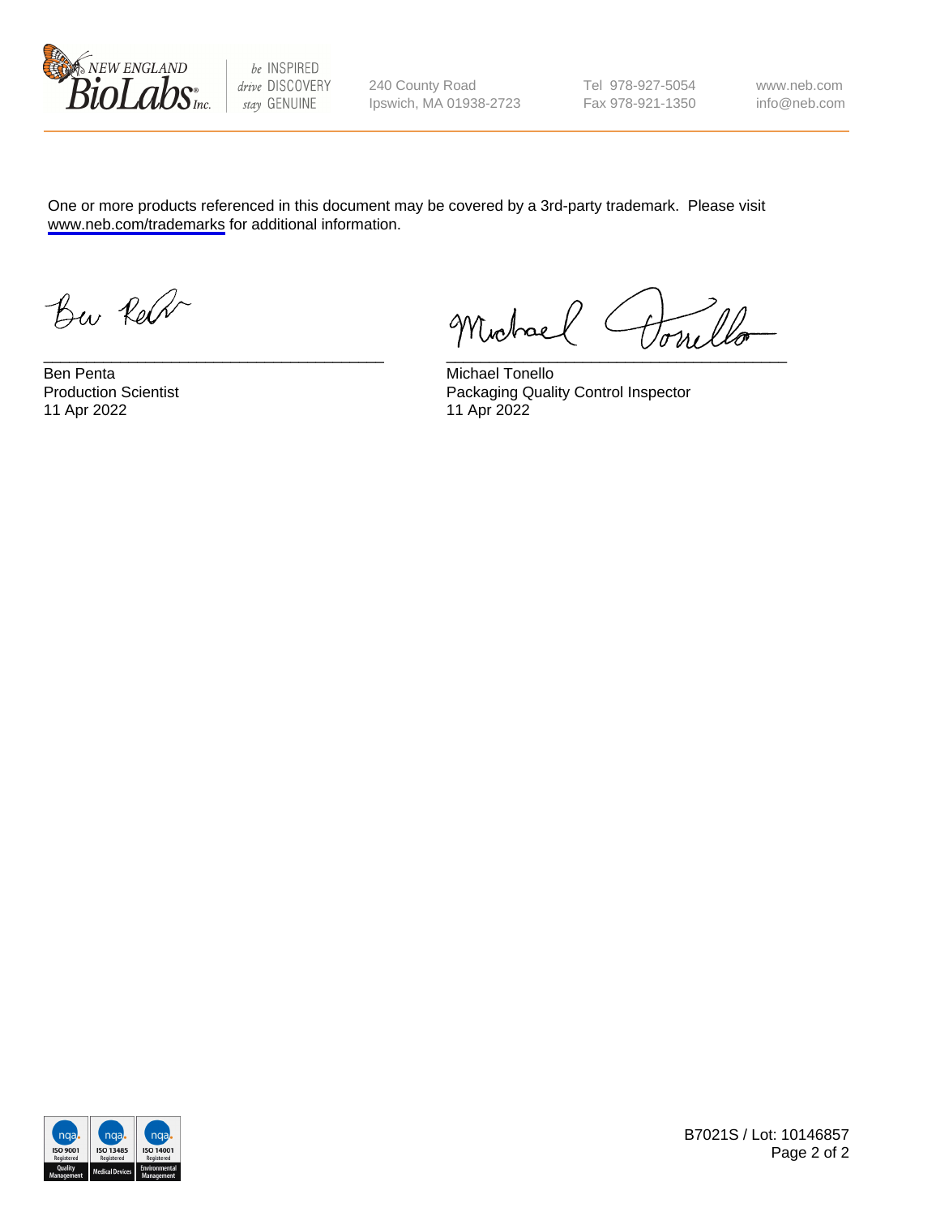One or more products referenced in this document may be covered by a 3rd-party trademark. Please visit www.neb.com/trademarks for additional information.

Ben Penta
Production Scientist
11 Apr 2022

Michael Tonello
Packaging Quality Control Inspector
11 Apr 2022

B7021S / Lot: 10146857